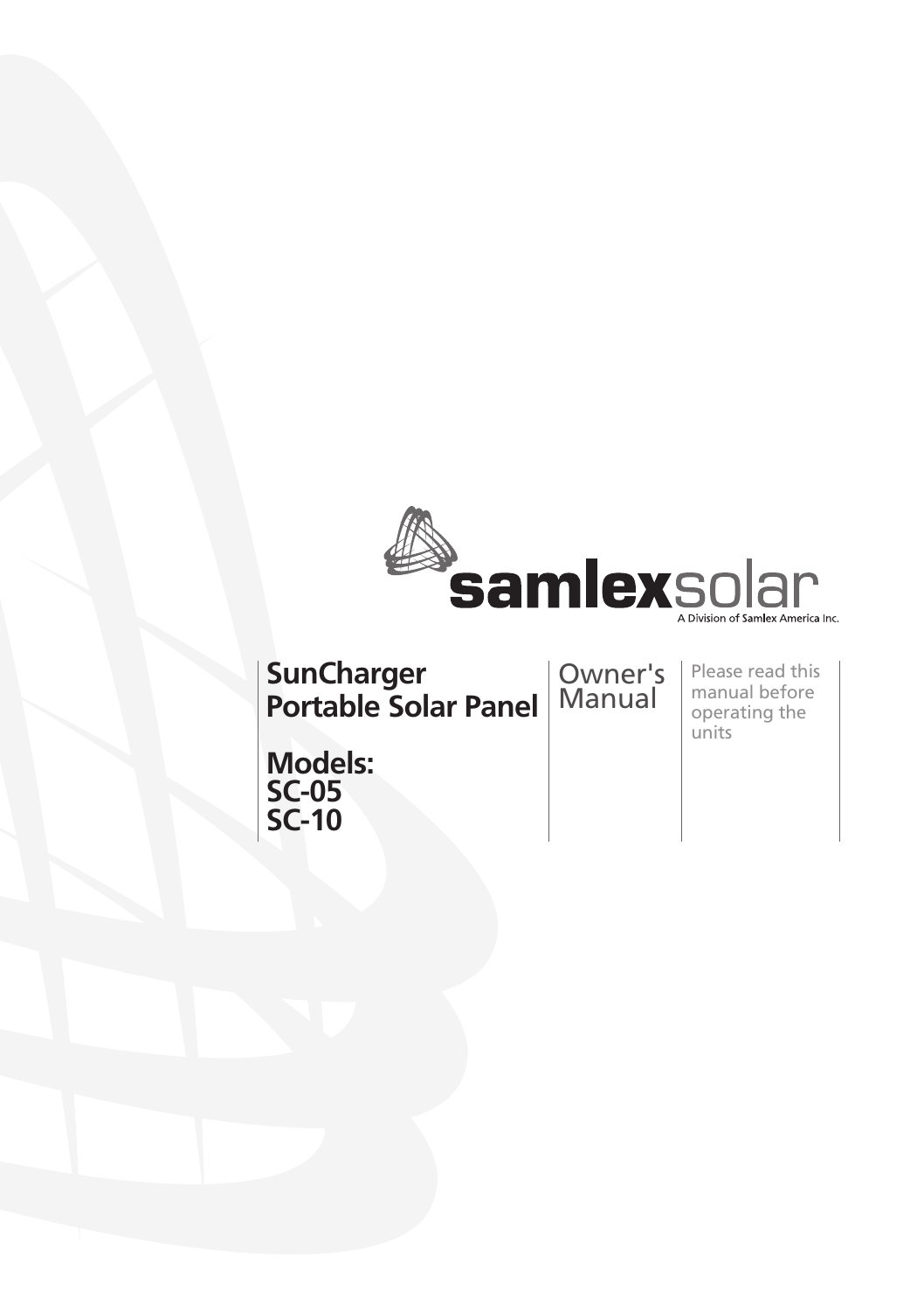samlexsolar

A Division of Samlex America Inc.

# SunCharger Portable Solar Panel

**Models:**
**SC-05**
**SC-10**

Owner's Manual

Please read this manual before operating the units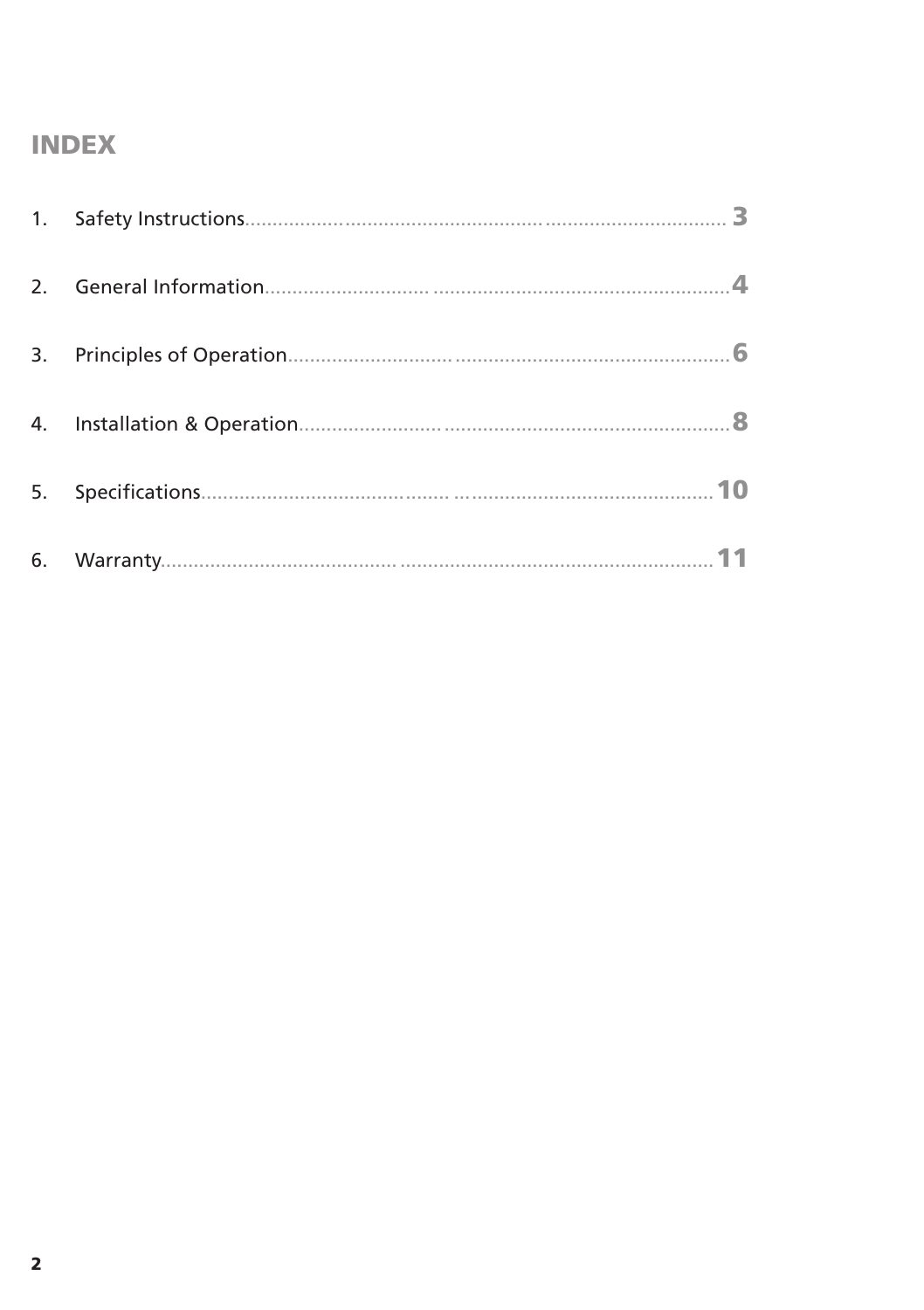# INDEX

1. Safety Instructions........................................................................................ 3
2. General Information........................................................................................4
3. Principles of Operation....................................................................................6
4. Installation & Operation..................................................................................8
5. Specifications.................................................................................................10
6. Warranty.........................................................................................................11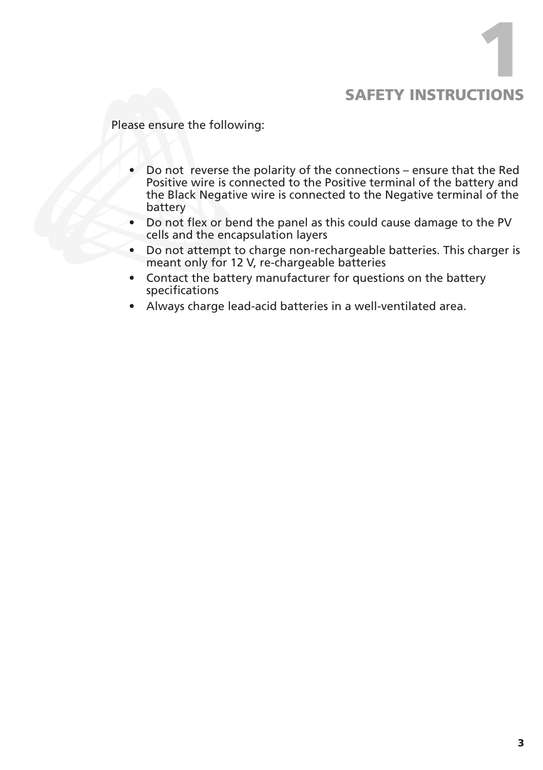# 1 SAFETY INSTRUCTIONS

Please ensure the following:

- Do not reverse the polarity of the connections – ensure that the Red Positive wire is connected to the Positive terminal of the battery and the Black Negative wire is connected to the Negative terminal of the battery
- Do not flex or bend the panel as this could cause damage to the PV cells and the encapsulation layers
- Do not attempt to charge non-rechargeable batteries. This charger is meant only for 12 V, re-chargeable batteries
- Contact the battery manufacturer for questions on the battery specifications
- Always charge lead-acid batteries in a well-ventilated area.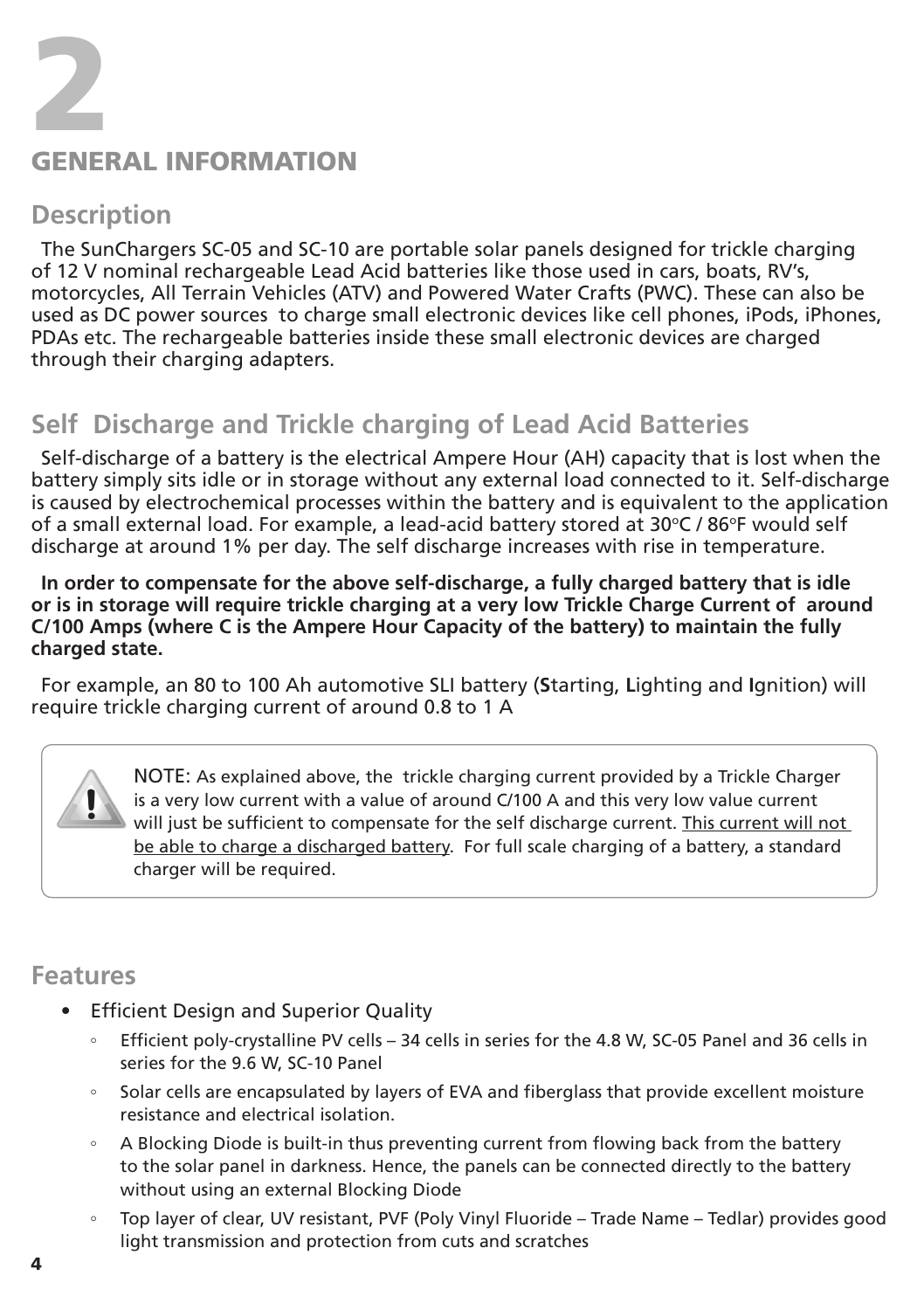# 2

# GENERAL INFORMATION

## Description

The SunChargers SC-05 and SC-10 are portable solar panels designed for trickle charging of 12 V nominal rechargeable Lead Acid batteries like those used in cars, boats, RV's, motorcycles, All Terrain Vehicles (ATV) and Powered Water Crafts (PWC). These can also be used as DC power sources to charge small electronic devices like cell phones, iPods, iPhones, PDAs etc. The rechargeable batteries inside these small electronic devices are charged through their charging adapters.

## Self Discharge and Trickle charging of Lead Acid Batteries

Self-discharge of a battery is the electrical Ampere Hour (AH) capacity that is lost when the battery simply sits idle or in storage without any external load connected to it. Self-discharge is caused by electrochemical processes within the battery and is equivalent to the application of a small external load. For example, a lead-acid battery stored at 30°C / 86°F would self discharge at around 1% per day. The self discharge increases with rise in temperature.

**In order to compensate for the above self-discharge, a fully charged battery that is idle or is in storage will require trickle charging at a very low Trickle Charge Current of around C/100 Amps (where C is the Ampere Hour Capacity of the battery) to maintain the fully charged state.**

For example, an 80 to 100 Ah automotive SLI battery (**S**tarting, **L**ighting and **I**gnition) will require trickle charging current of around 0.8 to 1 A

> NOTE: As explained above, the trickle charging current provided by a Trickle Charger is a very low current with a value of around C/100 A and this very low value current will just be sufficient to compensate for the self discharge current. This current will not be able to charge a discharged battery. For full scale charging of a battery, a standard charger will be required.

## Features

- Efficient Design and Superior Quality
  - Efficient poly-crystalline PV cells – 34 cells in series for the 4.8 W, SC-05 Panel and 36 cells in series for the 9.6 W, SC-10 Panel
  - Solar cells are encapsulated by layers of EVA and fiberglass that provide excellent moisture resistance and electrical isolation.
  - A Blocking Diode is built-in thus preventing current from flowing back from the battery to the solar panel in darkness. Hence, the panels can be connected directly to the battery without using an external Blocking Diode
  - Top layer of clear, UV resistant, PVF (Poly Vinyl Fluoride – Trade Name – Tedlar) provides good light transmission and protection from cuts and scratches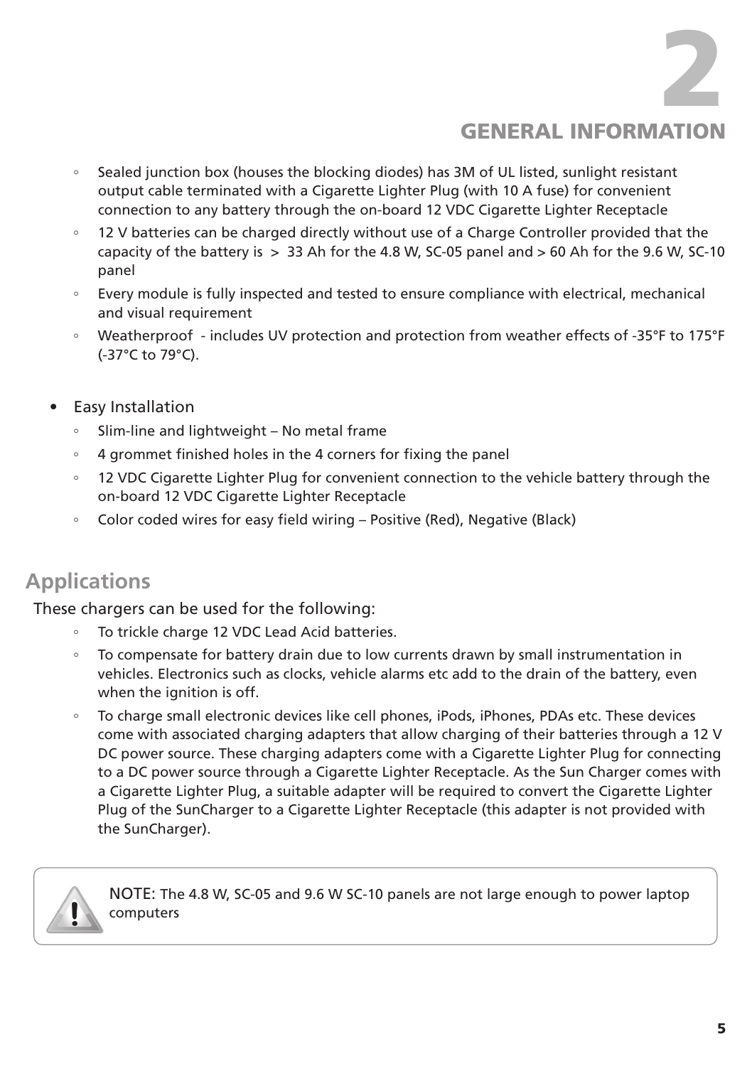# 2 GENERAL INFORMATION

- Sealed junction box (houses the blocking diodes) has 3M of UL listed, sunlight resistant output cable terminated with a Cigarette Lighter Plug (with 10 A fuse) for convenient connection to any battery through the on-board 12 VDC Cigarette Lighter Receptacle
- 12 V batteries can be charged directly without use of a Charge Controller provided that the capacity of the battery is > 33 Ah for the 4.8 W, SC-05 panel and > 60 Ah for the 9.6 W, SC-10 panel
- Every module is fully inspected and tested to ensure compliance with electrical, mechanical and visual requirement
- Weatherproof - includes UV protection and protection from weather effects of -35°F to 175°F (-37°C to 79°C).

- Easy Installation
  - Slim-line and lightweight – No metal frame
  - 4 grommet finished holes in the 4 corners for fixing the panel
  - 12 VDC Cigarette Lighter Plug for convenient connection to the vehicle battery through the on-board 12 VDC Cigarette Lighter Receptacle
  - Color coded wires for easy field wiring – Positive (Red), Negative (Black)

## Applications

These chargers can be used for the following:

- To trickle charge 12 VDC Lead Acid batteries.
- To compensate for battery drain due to low currents drawn by small instrumentation in vehicles. Electronics such as clocks, vehicle alarms etc add to the drain of the battery, even when the ignition is off.
- To charge small electronic devices like cell phones, iPods, iPhones, PDAs etc. These devices come with associated charging adapters that allow charging of their batteries through a 12 V DC power source. These charging adapters come with a Cigarette Lighter Plug for connecting to a DC power source through a Cigarette Lighter Receptacle. As the Sun Charger comes with a Cigarette Lighter Plug, a suitable adapter will be required to convert the Cigarette Lighter Plug of the SunCharger to a Cigarette Lighter Receptacle (this adapter is not provided with the SunCharger).

> NOTE: The 4.8 W, SC-05 and 9.6 W SC-10 panels are not large enough to power laptop computers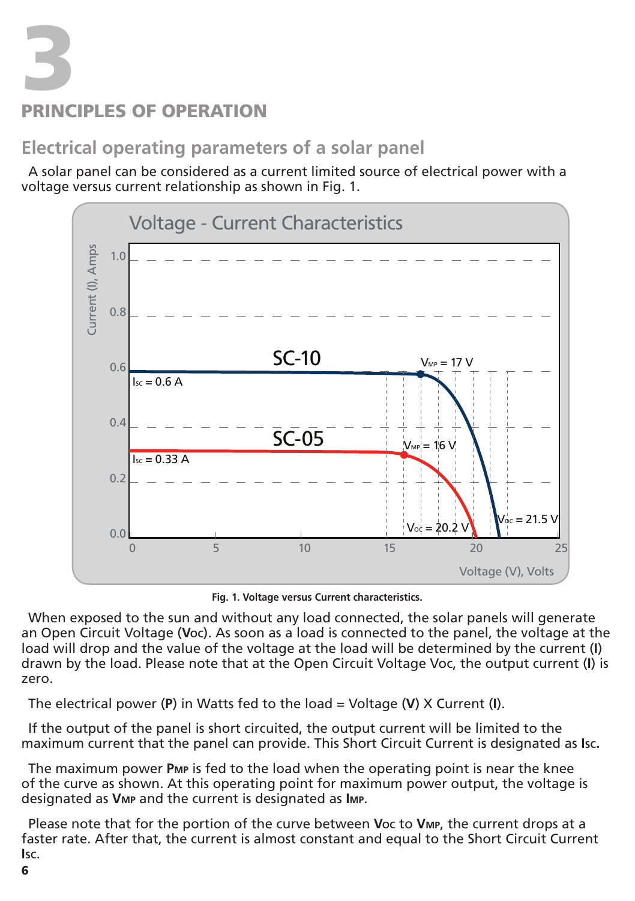# 3

# PRINCIPLES OF OPERATION

## Electrical operating parameters of a solar panel

A solar panel can be considered as a current limited source of electrical power with a voltage versus current relationship as shown in Fig. 1.

**Fig. 1. Voltage versus Current characteristics.**

When exposed to the sun and without any load connected, the solar panels will generate an Open Circuit Voltage (**V**oc). As soon as a load is connected to the panel, the voltage at the load will drop and the value of the voltage at the load will be determined by the current (**I**) drawn by the load. Please note that at the Open Circuit Voltage Voc, the output current (**I**) is zero.

The electrical power (**P**) in Watts fed to the load = Voltage (**V**) X Current (**I**).

If the output of the panel is short circuited, the output current will be limited to the maximum current that the panel can provide. This Short Circuit Current is designated as **I**sc.

The maximum power **P**MP is fed to the load when the operating point is near the knee of the curve as shown. At this operating point for maximum power output, the voltage is designated as **V**MP and the current is designated as **I**MP.

Please note that for the portion of the curve between **V**oc to **V**MP, the current drops at a faster rate. After that, the current is almost constant and equal to the Short Circuit Current **I**sc.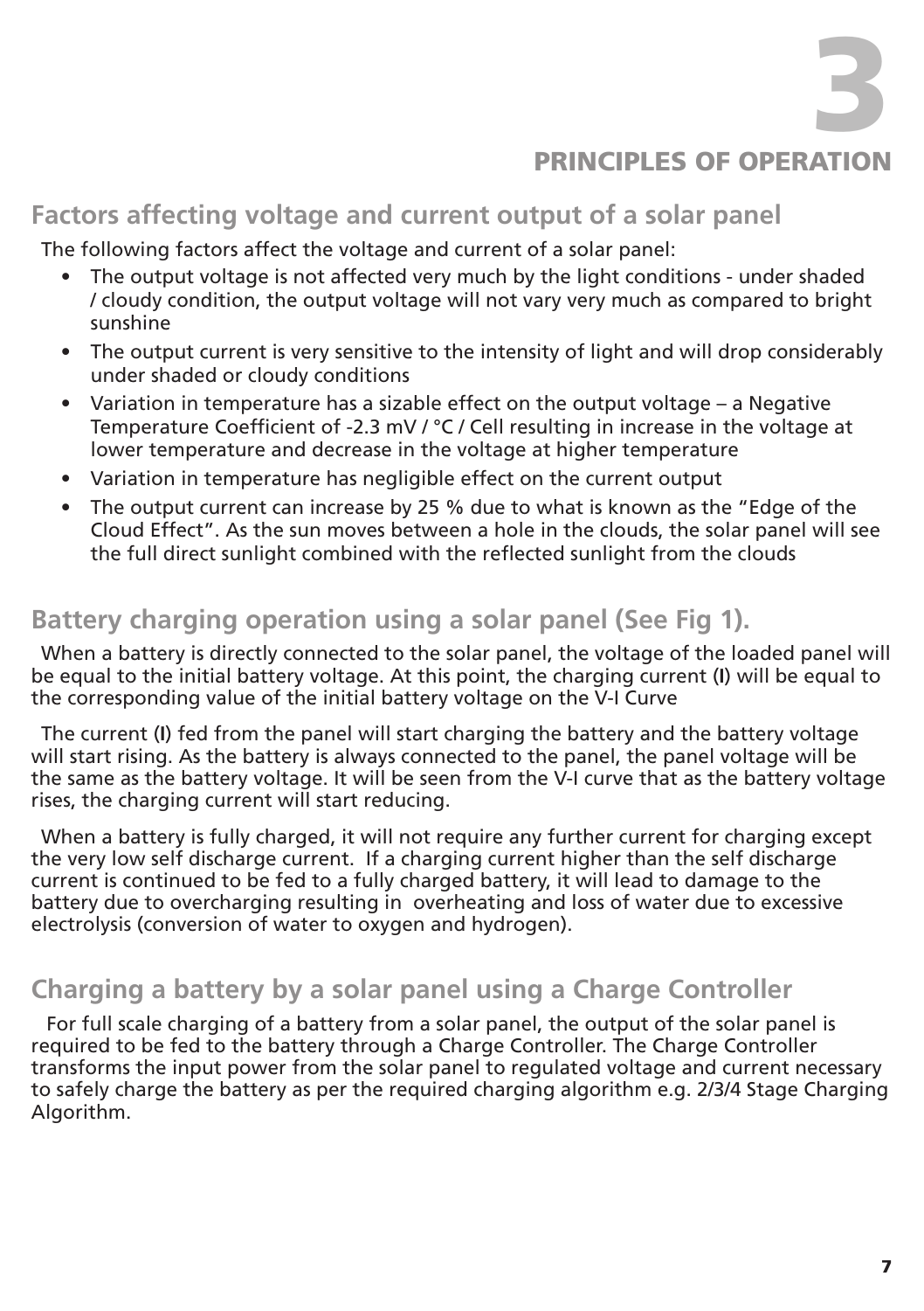# 3

# PRINCIPLES OF OPERATION

## Factors affecting voltage and current output of a solar panel

The following factors affect the voltage and current of a solar panel:

- The output voltage is not affected very much by the light conditions - under shaded / cloudy condition, the output voltage will not vary very much as compared to bright sunshine
- The output current is very sensitive to the intensity of light and will drop considerably under shaded or cloudy conditions
- Variation in temperature has a sizable effect on the output voltage – a Negative Temperature Coefficient of -2.3 mV / °C / Cell resulting in increase in the voltage at lower temperature and decrease in the voltage at higher temperature
- Variation in temperature has negligible effect on the current output
- The output current can increase by 25 % due to what is known as the "Edge of the Cloud Effect". As the sun moves between a hole in the clouds, the solar panel will see the full direct sunlight combined with the reflected sunlight from the clouds

## Battery charging operation using a solar panel (See Fig 1).

When a battery is directly connected to the solar panel, the voltage of the loaded panel will be equal to the initial battery voltage. At this point, the charging current (**I**) will be equal to the corresponding value of the initial battery voltage on the V-I Curve

The current (**I**) fed from the panel will start charging the battery and the battery voltage will start rising. As the battery is always connected to the panel, the panel voltage will be the same as the battery voltage. It will be seen from the V-I curve that as the battery voltage rises, the charging current will start reducing.

When a battery is fully charged, it will not require any further current for charging except the very low self discharge current. If a charging current higher than the self discharge current is continued to be fed to a fully charged battery, it will lead to damage to the battery due to overcharging resulting in overheating and loss of water due to excessive electrolysis (conversion of water to oxygen and hydrogen).

## Charging a battery by a solar panel using a Charge Controller

For full scale charging of a battery from a solar panel, the output of the solar panel is required to be fed to the battery through a Charge Controller. The Charge Controller transforms the input power from the solar panel to regulated voltage and current necessary to safely charge the battery as per the required charging algorithm e.g. 2/3/4 Stage Charging Algorithm.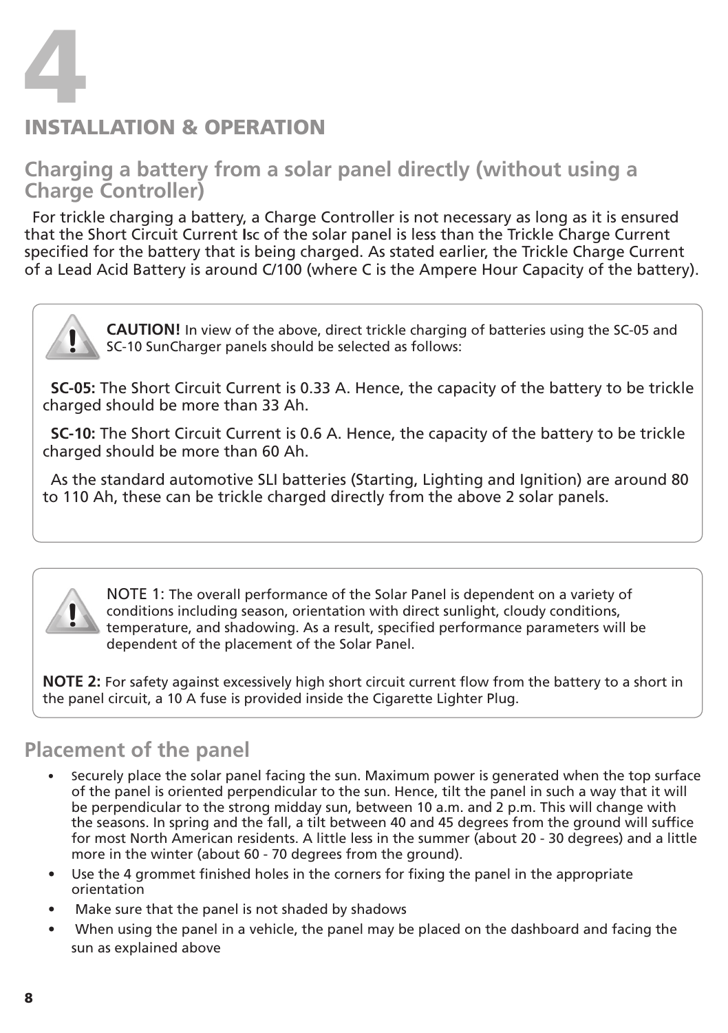# 4

# INSTALLATION & OPERATION

## Charging a battery from a solar panel directly (without using a Charge Controller)

For trickle charging a battery, a Charge Controller is not necessary as long as it is ensured that the Short Circuit Current Isc of the solar panel is less than the Trickle Charge Current specified for the battery that is being charged. As stated earlier, the Trickle Charge Current of a Lead Acid Battery is around C/100 (where C is the Ampere Hour Capacity of the battery).

**CAUTION!** In view of the above, direct trickle charging of batteries using the SC-05 and SC-10 SunCharger panels should be selected as follows:

**SC-05:** The Short Circuit Current is 0.33 A. Hence, the capacity of the battery to be trickle charged should be more than 33 Ah.

**SC-10:** The Short Circuit Current is 0.6 A. Hence, the capacity of the battery to be trickle charged should be more than 60 Ah.

As the standard automotive SLI batteries (Starting, Lighting and Ignition) are around 80 to 110 Ah, these can be trickle charged directly from the above 2 solar panels.

NOTE 1: The overall performance of the Solar Panel is dependent on a variety of conditions including season, orientation with direct sunlight, cloudy conditions, temperature, and shadowing. As a result, specified performance parameters will be dependent of the placement of the Solar Panel.

**NOTE 2:** For safety against excessively high short circuit current flow from the battery to a short in the panel circuit, a 10 A fuse is provided inside the Cigarette Lighter Plug.

## Placement of the panel

- Securely place the solar panel facing the sun. Maximum power is generated when the top surface of the panel is oriented perpendicular to the sun. Hence, tilt the panel in such a way that it will be perpendicular to the strong midday sun, between 10 a.m. and 2 p.m. This will change with the seasons. In spring and the fall, a tilt between 40 and 45 degrees from the ground will suffice for most North American residents. A little less in the summer (about 20 - 30 degrees) and a little more in the winter (about 60 - 70 degrees from the ground).
- Use the 4 grommet finished holes in the corners for fixing the panel in the appropriate orientation
- Make sure that the panel is not shaded by shadows
- When using the panel in a vehicle, the panel may be placed on the dashboard and facing the sun as explained above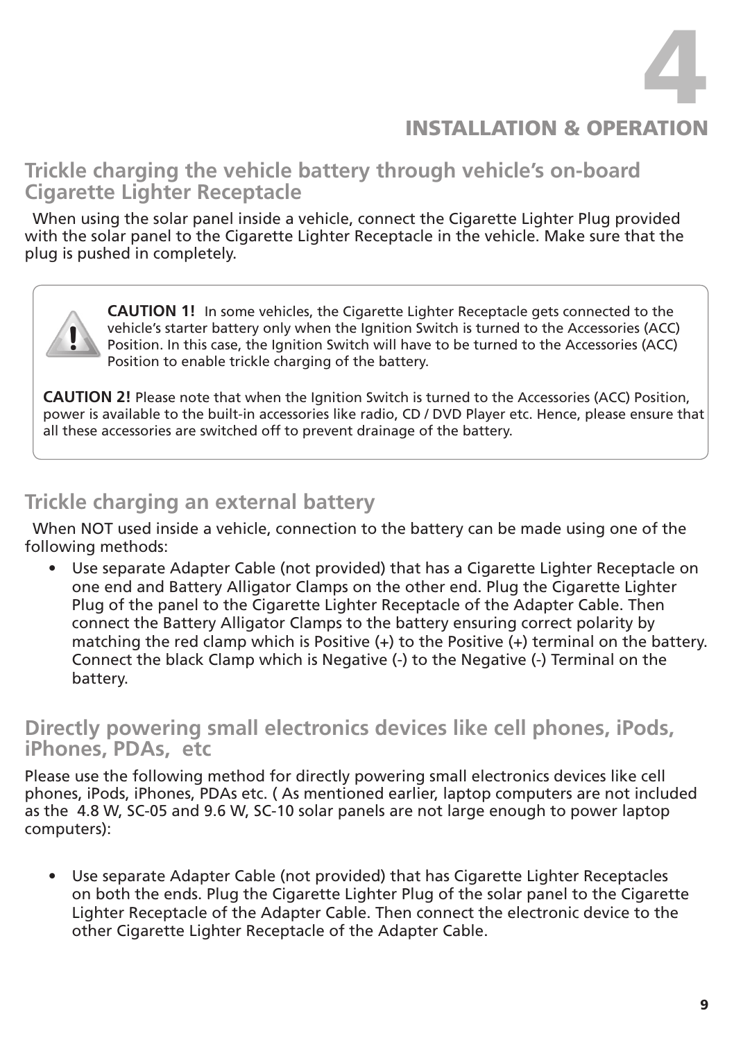# 4

# INSTALLATION & OPERATION

## Trickle charging the vehicle battery through vehicle's on-board Cigarette Lighter Receptacle

When using the solar panel inside a vehicle, connect the Cigarette Lighter Plug provided with the solar panel to the Cigarette Lighter Receptacle in the vehicle. Make sure that the plug is pushed in completely.

> **CAUTION 1!** In some vehicles, the Cigarette Lighter Receptacle gets connected to the vehicle's starter battery only when the Ignition Switch is turned to the Accessories (ACC) Position. In this case, the Ignition Switch will have to be turned to the Accessories (ACC) Position to enable trickle charging of the battery.
>
> **CAUTION 2!** Please note that when the Ignition Switch is turned to the Accessories (ACC) Position, power is available to the built-in accessories like radio, CD / DVD Player etc. Hence, please ensure that all these accessories are switched off to prevent drainage of the battery.

## Trickle charging an external battery

When NOT used inside a vehicle, connection to the battery can be made using one of the following methods:

- Use separate Adapter Cable (not provided) that has a Cigarette Lighter Receptacle on one end and Battery Alligator Clamps on the other end. Plug the Cigarette Lighter Plug of the panel to the Cigarette Lighter Receptacle of the Adapter Cable. Then connect the Battery Alligator Clamps to the battery ensuring correct polarity by matching the red clamp which is Positive (+) to the Positive (+) terminal on the battery. Connect the black Clamp which is Negative (-) to the Negative (-) Terminal on the battery.

## Directly powering small electronics devices like cell phones, iPods, iPhones, PDAs, etc

Please use the following method for directly powering small electronics devices like cell phones, iPods, iPhones, PDAs etc. ( As mentioned earlier, laptop computers are not included as the 4.8 W, SC-05 and 9.6 W, SC-10 solar panels are not large enough to power laptop computers):

- Use separate Adapter Cable (not provided) that has Cigarette Lighter Receptacles on both the ends. Plug the Cigarette Lighter Plug of the solar panel to the Cigarette Lighter Receptacle of the Adapter Cable. Then connect the electronic device to the other Cigarette Lighter Receptacle of the Adapter Cable.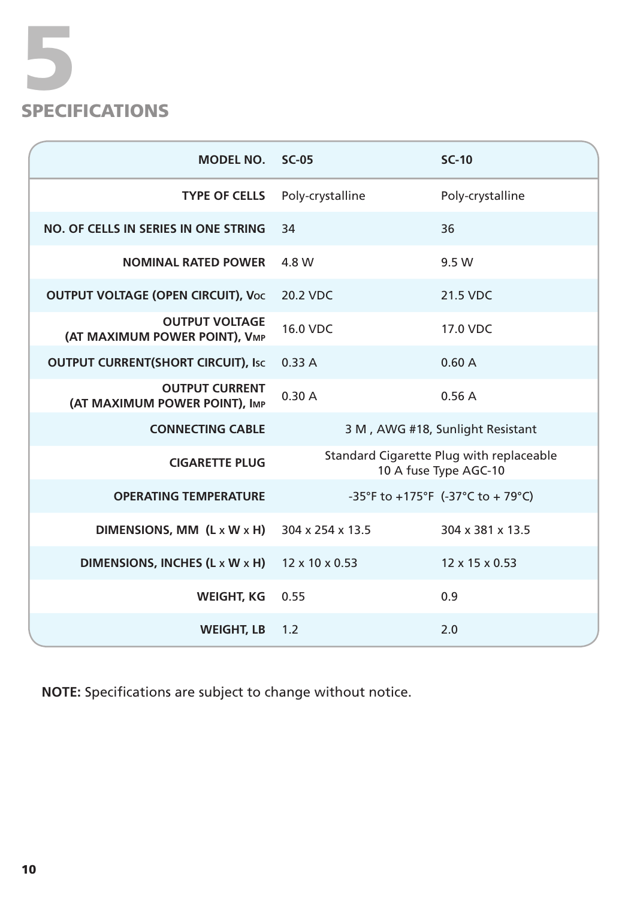# 5 SPECIFICATIONS

| MODEL NO. | SC-05 | SC-10 |
|---|---|---|
| TYPE OF CELLS | Poly-crystalline | Poly-crystalline |
| NO. OF CELLS IN SERIES IN ONE STRING | 34 | 36 |
| NOMINAL RATED POWER | 4.8 W | 9.5 W |
| OUTPUT VOLTAGE (OPEN CIRCUIT), $V_{OC}$ | 20.2 VDC | 21.5 VDC |
| OUTPUT VOLTAGE (AT MAXIMUM POWER POINT), $V_{MP}$ | 16.0 VDC | 17.0 VDC |
| OUTPUT CURRENT(SHORT CIRCUIT), $I_{SC}$ | 0.33 A | 0.60 A |
| OUTPUT CURRENT (AT MAXIMUM POWER POINT), $I_{MP}$ | 0.30 A | 0.56 A |
| CONNECTING CABLE | 3 M , AWG #18, Sunlight Resistant | |
| CIGARETTE PLUG | Standard Cigarette Plug with replaceable 10 A fuse Type AGC-10 | |
| OPERATING TEMPERATURE | -35°F to +175°F (-37°C to + 79°C) | |
| DIMENSIONS, MM (L x W x H) | 304 x 254 x 13.5 | 304 x 381 x 13.5 |
| DIMENSIONS, INCHES (L x W x H) | 12 x 10 x 0.53 | 12 x 15 x 0.53 |
| WEIGHT, KG | 0.55 | 0.9 |
| WEIGHT, LB | 1.2 | 2.0 |

**NOTE:** Specifications are subject to change without notice.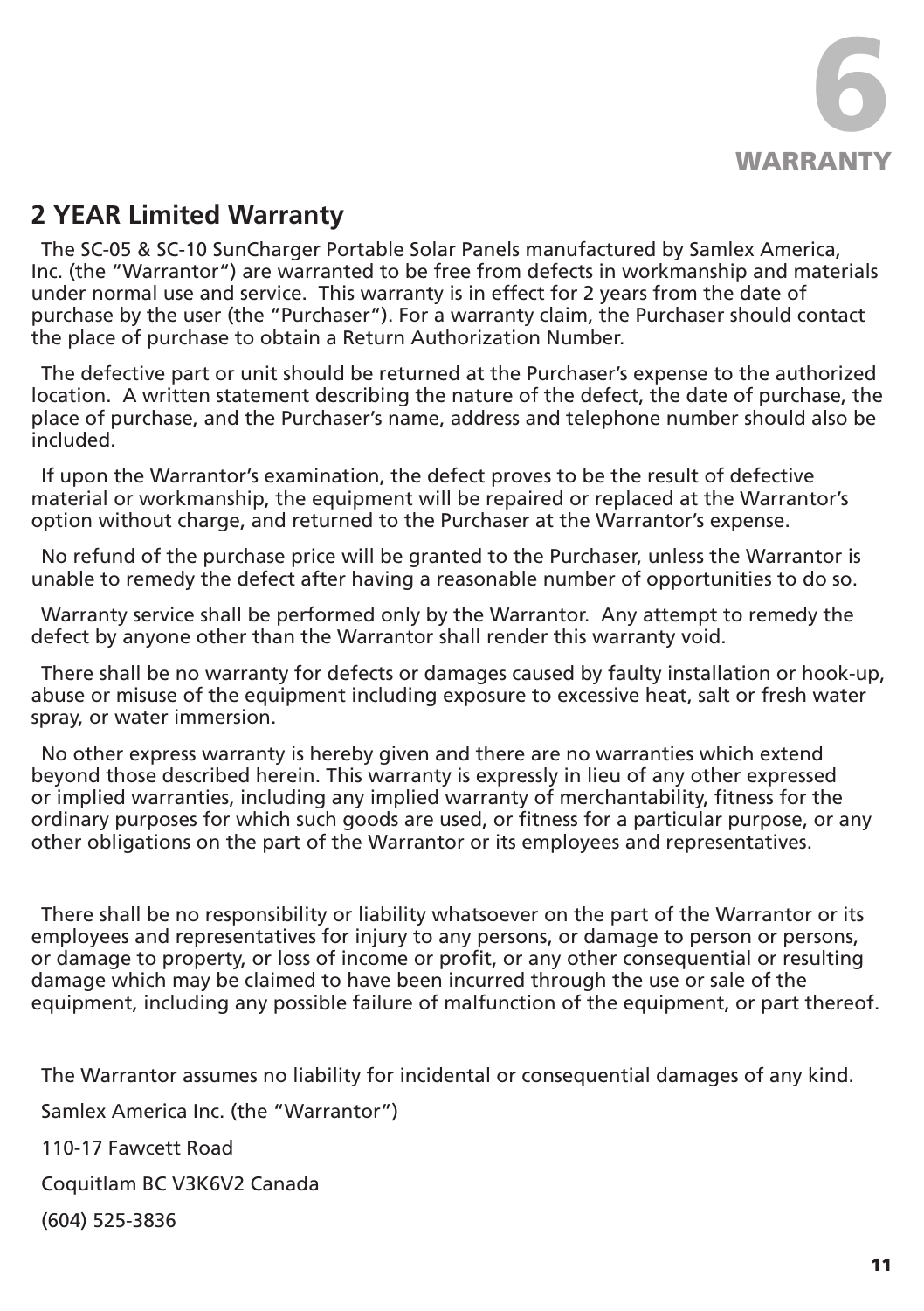# 6 WARRANTY

## 2 YEAR Limited Warranty

The SC-05 & SC-10 SunCharger Portable Solar Panels manufactured by Samlex America, Inc. (the "Warrantor") are warranted to be free from defects in workmanship and materials under normal use and service. This warranty is in effect for 2 years from the date of purchase by the user (the "Purchaser"). For a warranty claim, the Purchaser should contact the place of purchase to obtain a Return Authorization Number.

The defective part or unit should be returned at the Purchaser's expense to the authorized location. A written statement describing the nature of the defect, the date of purchase, the place of purchase, and the Purchaser's name, address and telephone number should also be included.

If upon the Warrantor's examination, the defect proves to be the result of defective material or workmanship, the equipment will be repaired or replaced at the Warrantor's option without charge, and returned to the Purchaser at the Warrantor's expense.

No refund of the purchase price will be granted to the Purchaser, unless the Warrantor is unable to remedy the defect after having a reasonable number of opportunities to do so.

Warranty service shall be performed only by the Warrantor. Any attempt to remedy the defect by anyone other than the Warrantor shall render this warranty void.

There shall be no warranty for defects or damages caused by faulty installation or hook-up, abuse or misuse of the equipment including exposure to excessive heat, salt or fresh water spray, or water immersion.

No other express warranty is hereby given and there are no warranties which extend beyond those described herein. This warranty is expressly in lieu of any other expressed or implied warranties, including any implied warranty of merchantability, fitness for the ordinary purposes for which such goods are used, or fitness for a particular purpose, or any other obligations on the part of the Warrantor or its employees and representatives.

There shall be no responsibility or liability whatsoever on the part of the Warrantor or its employees and representatives for injury to any persons, or damage to person or persons, or damage to property, or loss of income or profit, or any other consequential or resulting damage which may be claimed to have been incurred through the use or sale of the equipment, including any possible failure of malfunction of the equipment, or part thereof.

The Warrantor assumes no liability for incidental or consequential damages of any kind.

Samlex America Inc. (the "Warrantor")

110-17 Fawcett Road

Coquitlam BC V3K6V2 Canada

(604) 525-3836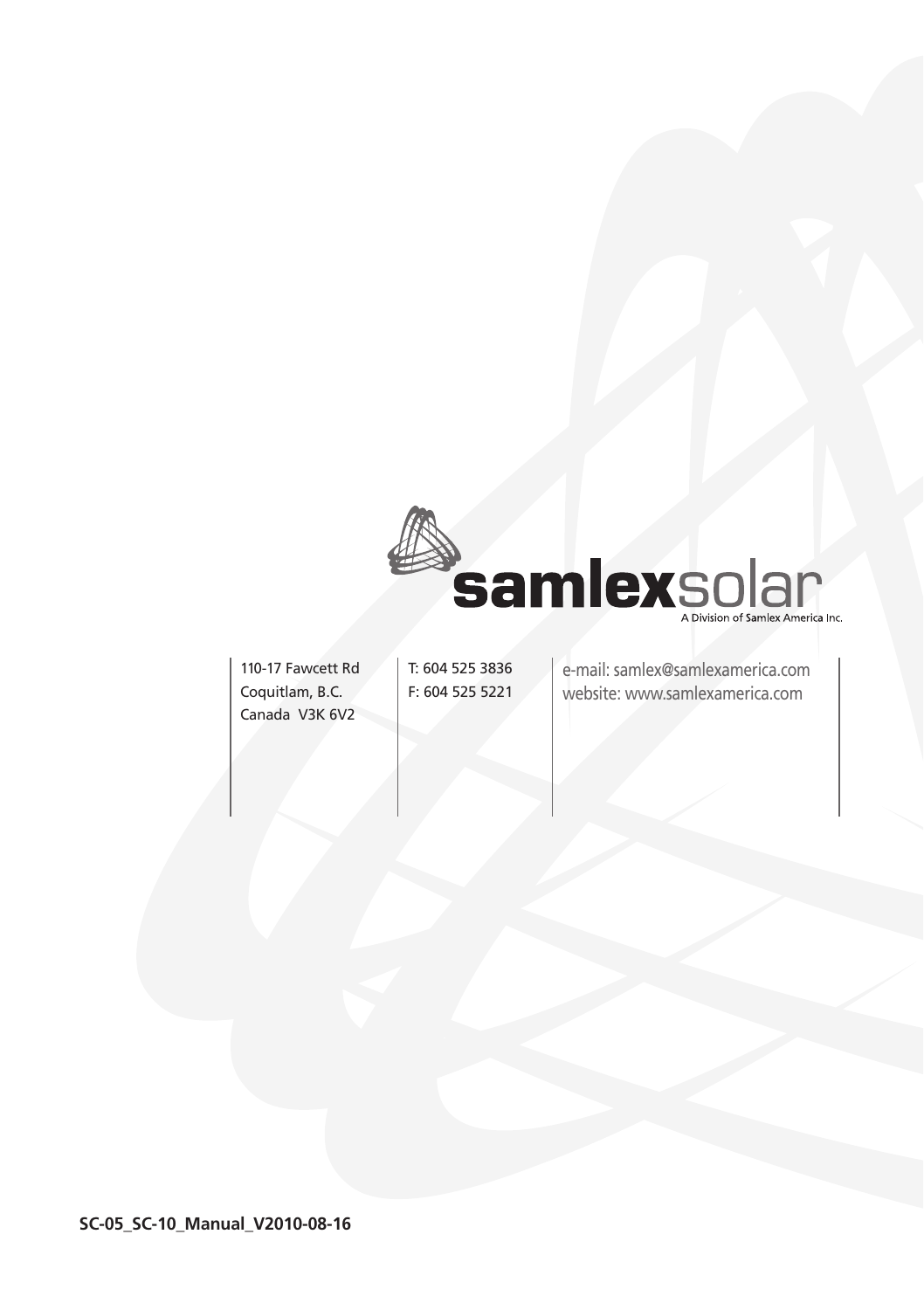samlexsolar

A Division of Samlex America Inc.

110-17 Fawcett Rd
Coquitlam, B.C.
Canada V3K 6V2

T: 604 525 3836
F: 604 525 5221

e-mail: samlex@samlexamerica.com
website: www.samlexamerica.com

**SC-05_SC-10_Manual_V2010-08-16**